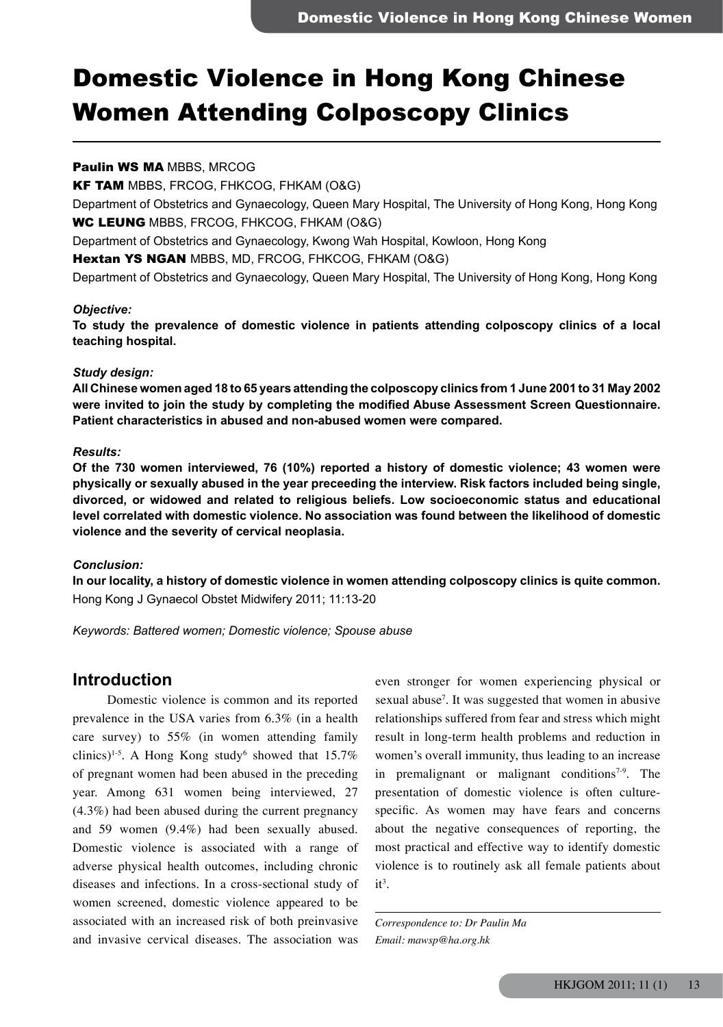# Domestic Violence in Hong Kong Chinese Women Attending Colposcopy Clinics

**Paulin WS MA** MBBS, MRCOG

**KF TAM** MBBS, FRCOG, FHKCOG, FHKAM (O&G)

Department of Obstetrics and Gynaecology, Queen Mary Hospital, The University of Hong Kong, Hong Kong

**WC LEUNG** MBBS, FRCOG, FHKCOG, FHKAM (O&G)

Department of Obstetrics and Gynaecology, Kwong Wah Hospital, Kowloon, Hong Kong

**Hextan YS NGAN** MBBS, MD, FRCOG, FHKCOG, FHKAM (O&G)

Department of Obstetrics and Gynaecology, Queen Mary Hospital, The University of Hong Kong, Hong Kong

***Objective:***

**To study the prevalence of domestic violence in patients attending colposcopy clinics of a local teaching hospital.**

***Study design:***

**All Chinese women aged 18 to 65 years attending the colposcopy clinics from 1 June 2001 to 31 May 2002 were invited to join the study by completing the modified Abuse Assessment Screen Questionnaire. Patient characteristics in abused and non-abused women were compared.**

***Results:***

**Of the 730 women interviewed, 76 (10%) reported a history of domestic violence; 43 women were physically or sexually abused in the year preceeding the interview. Risk factors included being single, divorced, or widowed and related to religious beliefs. Low socioeconomic status and educational level correlated with domestic violence. No association was found between the likelihood of domestic violence and the severity of cervical neoplasia.**

***Conclusion:***

**In our locality, a history of domestic violence in women attending colposcopy clinics is quite common.**
Hong Kong J Gynaecol Obstet Midwifery 2011; 11:13-20

*Keywords: Battered women; Domestic violence; Spouse abuse*

## Introduction

Domestic violence is common and its reported prevalence in the USA varies from 6.3% (in a health care survey) to 55% (in women attending family clinics)[1-5]. A Hong Kong study[6] showed that 15.7% of pregnant women had been abused in the preceding year. Among 631 women being interviewed, 27 (4.3%) had been abused during the current pregnancy and 59 women (9.4%) had been sexually abused. Domestic violence is associated with a range of adverse physical health outcomes, including chronic diseases and infections. In a cross-sectional study of women screened, domestic violence appeared to be associated with an increased risk of both preinvasive and invasive cervical diseases. The association was even stronger for women experiencing physical or sexual abuse[7]. It was suggested that women in abusive relationships suffered from fear and stress which might result in long-term health problems and reduction in women's overall immunity, thus leading to an increase in premalignant or malignant conditions[7-9]. The presentation of domestic violence is often culture-specific. As women may have fears and concerns about the negative consequences of reporting, the most practical and effective way to identify domestic violence is to routinely ask all female patients about it[3].

*Correspondence to: Dr Paulin Ma*
*Email: mawsp@ha.org.hk*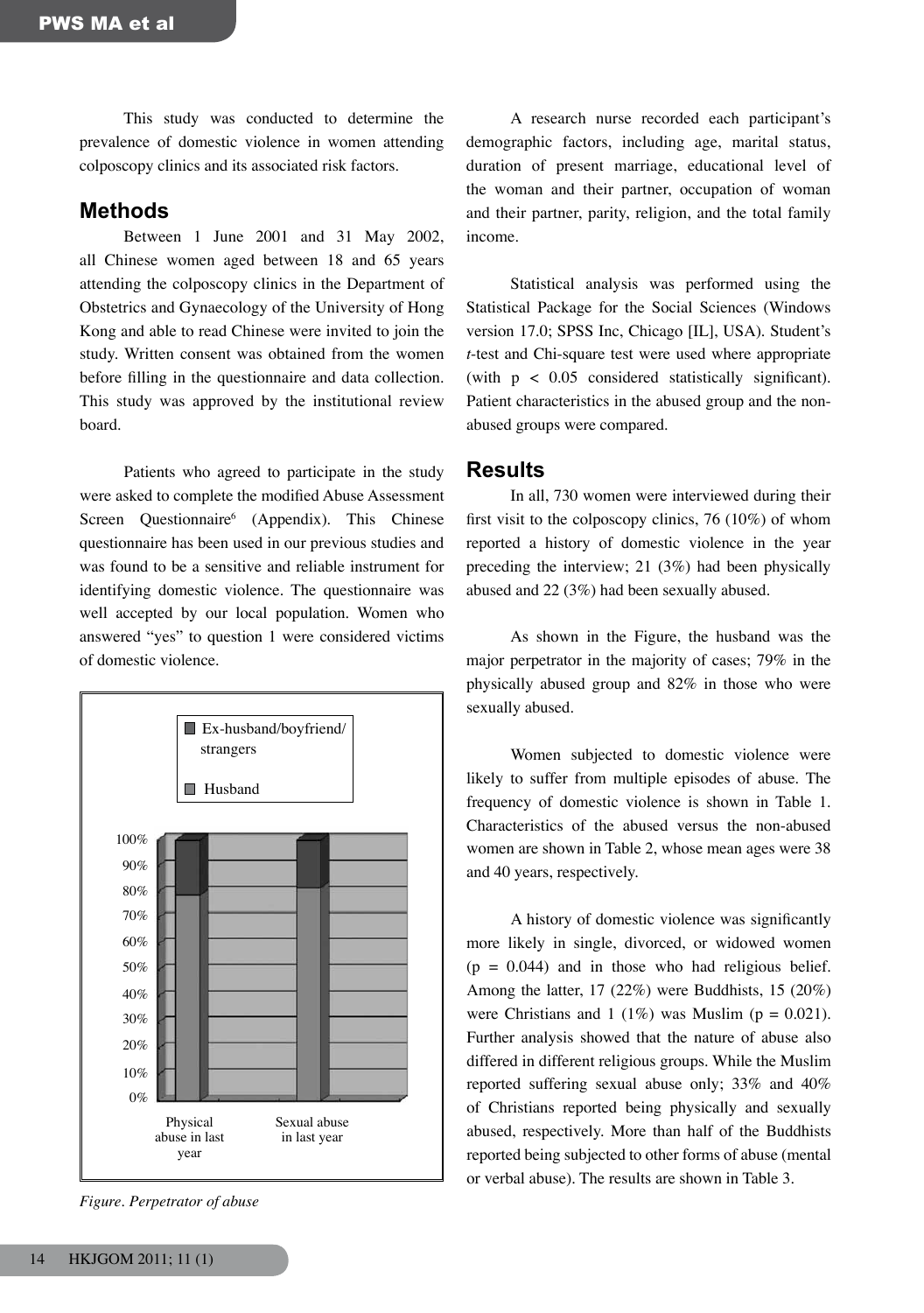This study was conducted to determine the prevalence of domestic violence in women attending colposcopy clinics and its associated risk factors.

## Methods

Between 1 June 2001 and 31 May 2002, all Chinese women aged between 18 and 65 years attending the colposcopy clinics in the Department of Obstetrics and Gynaecology of the University of Hong Kong and able to read Chinese were invited to join the study. Written consent was obtained from the women before filling in the questionnaire and data collection. This study was approved by the institutional review board.

Patients who agreed to participate in the study were asked to complete the modified Abuse Assessment Screen Questionnaire[6] (Appendix). This Chinese questionnaire has been used in our previous studies and was found to be a sensitive and reliable instrument for identifying domestic violence. The questionnaire was well accepted by our local population. Women who answered "yes" to question 1 were considered victims of domestic violence.

*Figure. Perpetrator of abuse*

A research nurse recorded each participant's demographic factors, including age, marital status, duration of present marriage, educational level of the woman and their partner, occupation of woman and their partner, parity, religion, and the total family income.

Statistical analysis was performed using the Statistical Package for the Social Sciences (Windows version 17.0; SPSS Inc, Chicago [IL], USA). Student's *t*-test and Chi-square test were used where appropriate (with $p < 0.05$ considered statistically significant). Patient characteristics in the abused group and the non-abused groups were compared.

## Results

In all, 730 women were interviewed during their first visit to the colposcopy clinics, 76 (10%) of whom reported a history of domestic violence in the year preceding the interview; 21 (3%) had been physically abused and 22 (3%) had been sexually abused.

As shown in the Figure, the husband was the major perpetrator in the majority of cases; 79% in the physically abused group and 82% in those who were sexually abused.

Women subjected to domestic violence were likely to suffer from multiple episodes of abuse. The frequency of domestic violence is shown in Table 1. Characteristics of the abused versus the non-abused women are shown in Table 2, whose mean ages were 38 and 40 years, respectively.

A history of domestic violence was significantly more likely in single, divorced, or widowed women ($p = 0.044$) and in those who had religious belief. Among the latter, 17 (22%) were Buddhists, 15 (20%) were Christians and 1 (1%) was Muslim ($p = 0.021$). Further analysis showed that the nature of abuse also differed in different religious groups. While the Muslim reported suffering sexual abuse only; 33% and 40% of Christians reported being physically and sexually abused, respectively. More than half of the Buddhists reported being subjected to other forms of abuse (mental or verbal abuse). The results are shown in Table 3.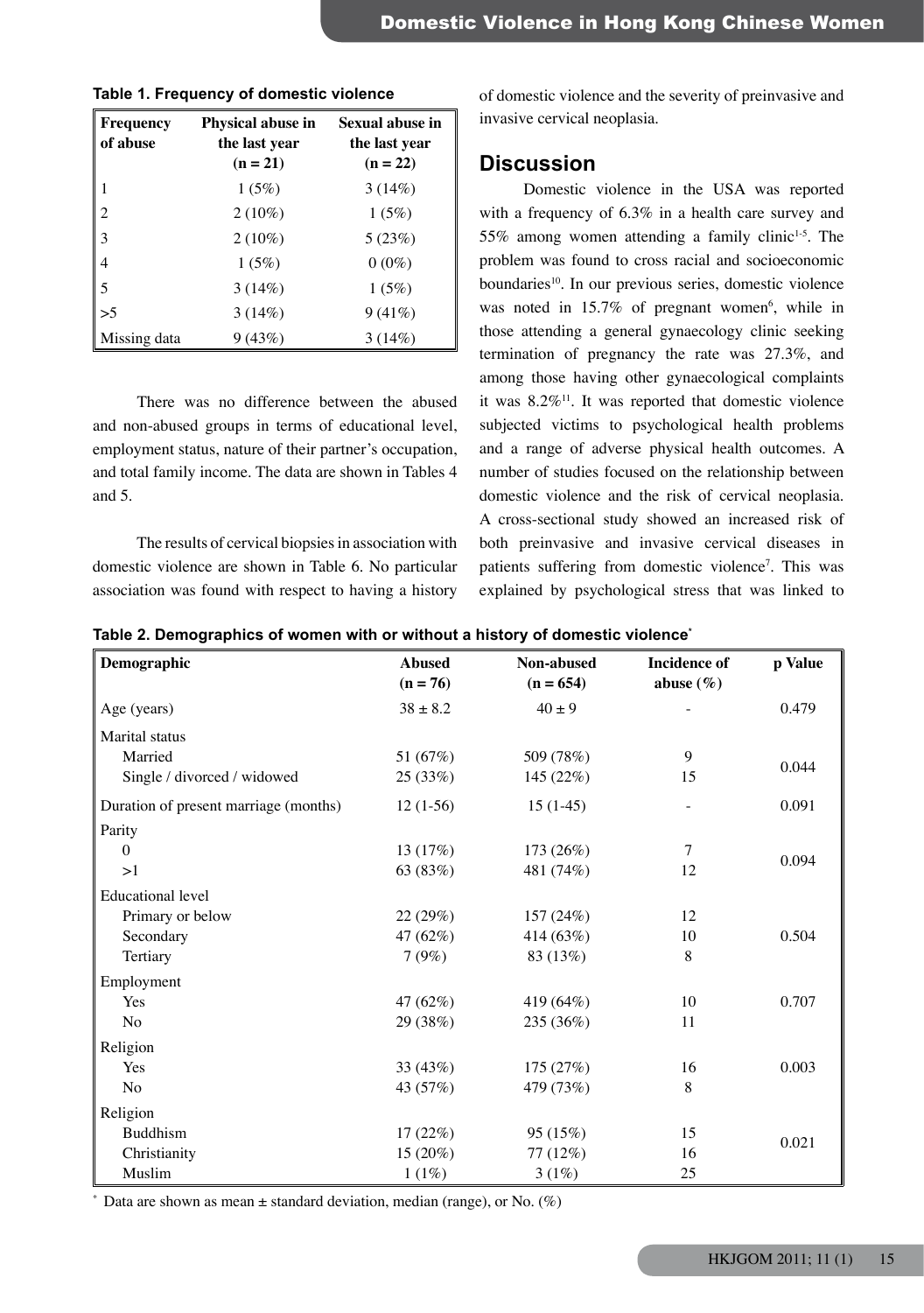**Table 1. Frequency of domestic violence**

| Frequency of abuse | Physical abuse in the last year (n = 21) | Sexual abuse in the last year (n = 22) |
|---|---|---|
| 1 | 1 (5%) | 3 (14%) |
| 2 | 2 (10%) | 1 (5%) |
| 3 | 2 (10%) | 5 (23%) |
| 4 | 1 (5%) | 0 (0%) |
| 5 | 3 (14%) | 1 (5%) |
| >5 | 3 (14%) | 9 (41%) |
| Missing data | 9 (43%) | 3 (14%) |

There was no difference between the abused and non-abused groups in terms of educational level, employment status, nature of their partner's occupation, and total family income. The data are shown in Tables 4 and 5.

The results of cervical biopsies in association with domestic violence are shown in Table 6. No particular association was found with respect to having a history of domestic violence and the severity of preinvasive and invasive cervical neoplasia.

## Discussion

Domestic violence in the USA was reported with a frequency of 6.3% in a health care survey and 55% among women attending a family clinic[1-5]. The problem was found to cross racial and socioeconomic boundaries[10]. In our previous series, domestic violence was noted in 15.7% of pregnant women[6], while in those attending a general gynaecology clinic seeking termination of pregnancy the rate was 27.3%, and among those having other gynaecological complaints it was 8.2%[11]. It was reported that domestic violence subjected victims to psychological health problems and a range of adverse physical health outcomes. A number of studies focused on the relationship between domestic violence and the risk of cervical neoplasia. A cross-sectional study showed an increased risk of both preinvasive and invasive cervical diseases in patients suffering from domestic violence[7]. This was explained by psychological stress that was linked to

**Table 2. Demographics of women with or without a history of domestic violence***

| Demographic | Abused (n = 76) | Non-abused (n = 654) | Incidence of abuse (%) | p Value |
|---|---|---|---|---|
| Age (years) | 38 ± 8.2 | 40 ± 9 | - | 0.479 |
| Marital status | | | | |
| Married | 51 (67%) | 509 (78%) | 9 | 0.044 |
| Single / divorced / widowed | 25 (33%) | 145 (22%) | 15 | |
| Duration of present marriage (months) | 12 (1-56) | 15 (1-45) | - | 0.091 |
| Parity | | | | |
| 0 | 13 (17%) | 173 (26%) | 7 | 0.094 |
| >1 | 63 (83%) | 481 (74%) | 12 | |
| Educational level | | | | |
| Primary or below | 22 (29%) | 157 (24%) | 12 | |
| Secondary | 47 (62%) | 414 (63%) | 10 | 0.504 |
| Tertiary | 7 (9%) | 83 (13%) | 8 | |
| Employment | | | | |
| Yes | 47 (62%) | 419 (64%) | 10 | 0.707 |
| No | 29 (38%) | 235 (36%) | 11 | |
| Religion | | | | |
| Yes | 33 (43%) | 175 (27%) | 16 | 0.003 |
| No | 43 (57%) | 479 (73%) | 8 | |
| Religion | | | | |
| Buddhism | 17 (22%) | 95 (15%) | 15 | 0.021 |
| Christianity | 15 (20%) | 77 (12%) | 16 | |
| Muslim | 1 (1%) | 3 (1%) | 25 | |

* Data are shown as mean ± standard deviation, median (range), or No. (%)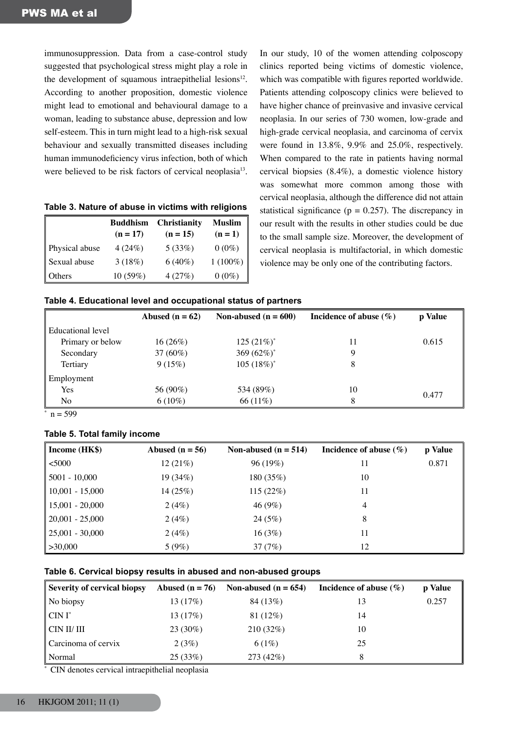immunosuppression. Data from a case-control study suggested that psychological stress might play a role in the development of squamous intraepithelial lesions[12]. According to another proposition, domestic violence might lead to emotional and behavioural damage to a woman, leading to substance abuse, depression and low self-esteem. This in turn might lead to a high-risk sexual behaviour and sexually transmitted diseases including human immunodeficiency virus infection, both of which were believed to be risk factors of cervical neoplasia[13].

**Table 3. Nature of abuse in victims with religions**

| | Buddhism (n = 17) | Christianity (n = 15) | Muslim (n = 1) |
|---|---|---|---|
| Physical abuse | 4 (24%) | 5 (33%) | 0 (0%) |
| Sexual abuse | 3 (18%) | 6 (40%) | 1 (100%) |
| Others | 10 (59%) | 4 (27%) | 0 (0%) |

In our study, 10 of the women attending colposcopy clinics reported being victims of domestic violence, which was compatible with figures reported worldwide. Patients attending colposcopy clinics were believed to have higher chance of preinvasive and invasive cervical neoplasia. In our series of 730 women, low-grade and high-grade cervical neoplasia, and carcinoma of cervix were found in 13.8%, 9.9% and 25.0%, respectively. When compared to the rate in patients having normal cervical biopsies (8.4%), a domestic violence history was somewhat more common among those with cervical neoplasia, although the difference did not attain statistical significance ($p = 0.257$). The discrepancy in our result with the results in other studies could be due to the small sample size. Moreover, the development of cervical neoplasia is multifactorial, in which domestic violence may be only one of the contributing factors.

**Table 4. Educational level and occupational status of partners**

| | Abused (n = 62) | Non-abused (n = 600) | Incidence of abuse (%) | p Value |
|---|---|---|---|---|
| Educational level | | | | |
| Primary or below | 16 (26%) | 125 (21%)* | 11 | 0.615 |
| Secondary | 37 (60%) | 369 (62%)* | 9 | |
| Tertiary | 9 (15%) | 105 (18%)* | 8 | |
| Employment | | | | |
| Yes | 56 (90%) | 534 (89%) | 10 | 0.477 |
| No | 6 (10%) | 66 (11%) | 8 | |

* n = 599

**Table 5. Total family income**

| Income (HK$) | Abused (n = 56) | Non-abused (n = 514) | Incidence of abuse (%) | p Value |
|---|---|---|---|---|
| <5000 | 12 (21%) | 96 (19%) | 11 | 0.871 |
| 5001 - 10,000 | 19 (34%) | 180 (35%) | 10 | |
| 10,001 - 15,000 | 14 (25%) | 115 (22%) | 11 | |
| 15,001 - 20,000 | 2 (4%) | 46 (9%) | 4 | |
| 20,001 - 25,000 | 2 (4%) | 24 (5%) | 8 | |
| 25,001 - 30,000 | 2 (4%) | 16 (3%) | 11 | |
| >30,000 | 5 (9%) | 37 (7%) | 12 | |

**Table 6. Cervical biopsy results in abused and non-abused groups**

| Severity of cervical biopsy | Abused (n = 76) | Non-abused (n = 654) | Incidence of abuse (%) | p Value |
|---|---|---|---|---|
| No biopsy | 13 (17%) | 84 (13%) | 13 | 0.257 |
| CIN I* | 13 (17%) | 81 (12%) | 14 | |
| CIN II/ III | 23 (30%) | 210 (32%) | 10 | |
| Carcinoma of cervix | 2 (3%) | 6 (1%) | 25 | |
| Normal | 25 (33%) | 273 (42%) | 8 | |

* CIN denotes cervical intraepithelial neoplasia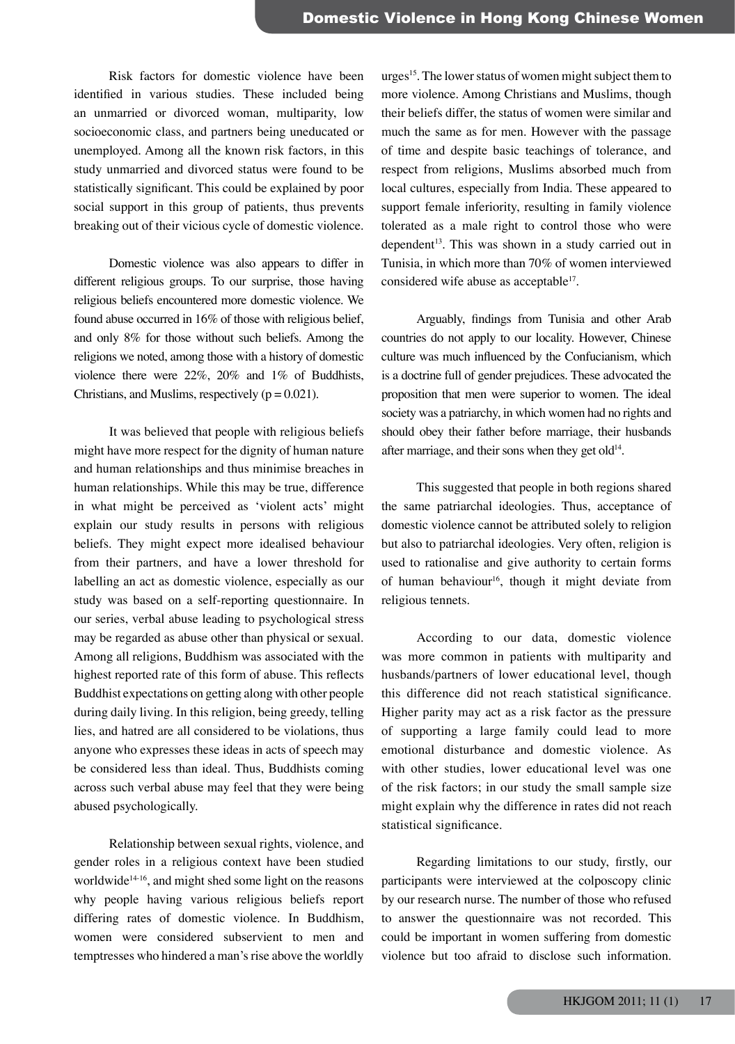Risk factors for domestic violence have been identified in various studies. These included being an unmarried or divorced woman, multiparity, low socioeconomic class, and partners being uneducated or unemployed. Among all the known risk factors, in this study unmarried and divorced status were found to be statistically significant. This could be explained by poor social support in this group of patients, thus prevents breaking out of their vicious cycle of domestic violence.

Domestic violence was also appears to differ in different religious groups. To our surprise, those having religious beliefs encountered more domestic violence. We found abuse occurred in 16% of those with religious belief, and only 8% for those without such beliefs. Among the religions we noted, among those with a history of domestic violence there were 22%, 20% and 1% of Buddhists, Christians, and Muslims, respectively ($p = 0.021$).

It was believed that people with religious beliefs might have more respect for the dignity of human nature and human relationships and thus minimise breaches in human relationships. While this may be true, difference in what might be perceived as 'violent acts' might explain our study results in persons with religious beliefs. They might expect more idealised behaviour from their partners, and have a lower threshold for labelling an act as domestic violence, especially as our study was based on a self-reporting questionnaire. In our series, verbal abuse leading to psychological stress may be regarded as abuse other than physical or sexual. Among all religions, Buddhism was associated with the highest reported rate of this form of abuse. This reflects Buddhist expectations on getting along with other people during daily living. In this religion, being greedy, telling lies, and hatred are all considered to be violations, thus anyone who expresses these ideas in acts of speech may be considered less than ideal. Thus, Buddhists coming across such verbal abuse may feel that they were being abused psychologically.

Relationship between sexual rights, violence, and gender roles in a religious context have been studied worldwide[14-16], and might shed some light on the reasons why people having various religious beliefs report differing rates of domestic violence. In Buddhism, women were considered subservient to men and temptresses who hindered a man's rise above the worldly urges[15]. The lower status of women might subject them to more violence. Among Christians and Muslims, though their beliefs differ, the status of women were similar and much the same as for men. However with the passage of time and despite basic teachings of tolerance, and respect from religions, Muslims absorbed much from local cultures, especially from India. These appeared to support female inferiority, resulting in family violence tolerated as a male right to control those who were dependent[13]. This was shown in a study carried out in Tunisia, in which more than 70% of women interviewed considered wife abuse as acceptable[17].

Arguably, findings from Tunisia and other Arab countries do not apply to our locality. However, Chinese culture was much influenced by the Confucianism, which is a doctrine full of gender prejudices. These advocated the proposition that men were superior to women. The ideal society was a patriarchy, in which women had no rights and should obey their father before marriage, their husbands after marriage, and their sons when they get old[14].

This suggested that people in both regions shared the same patriarchal ideologies. Thus, acceptance of domestic violence cannot be attributed solely to religion but also to patriarchal ideologies. Very often, religion is used to rationalise and give authority to certain forms of human behaviour[16], though it might deviate from religious tennets.

According to our data, domestic violence was more common in patients with multiparity and husbands/partners of lower educational level, though this difference did not reach statistical significance. Higher parity may act as a risk factor as the pressure of supporting a large family could lead to more emotional disturbance and domestic violence. As with other studies, lower educational level was one of the risk factors; in our study the small sample size might explain why the difference in rates did not reach statistical significance.

Regarding limitations to our study, firstly, our participants were interviewed at the colposcopy clinic by our research nurse. The number of those who refused to answer the questionnaire was not recorded. This could be important in women suffering from domestic violence but too afraid to disclose such information.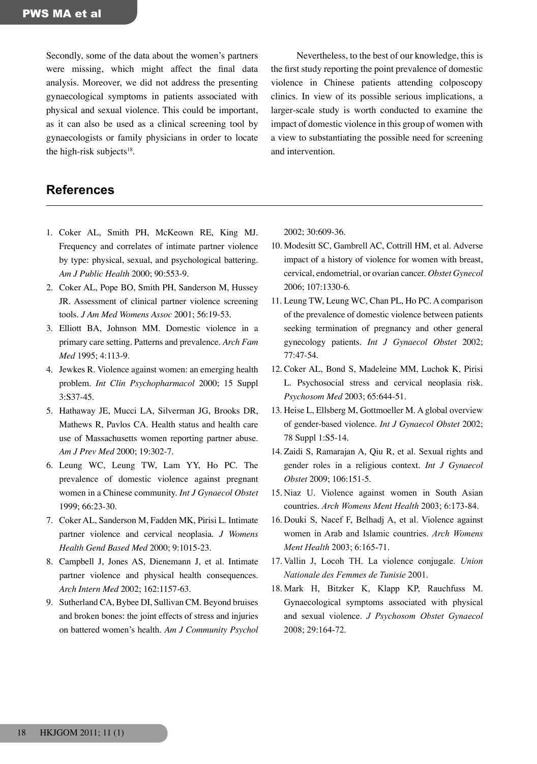Secondly, some of the data about the women's partners were missing, which might affect the final data analysis. Moreover, we did not address the presenting gynaecological symptoms in patients associated with physical and sexual violence. This could be important, as it can also be used as a clinical screening tool by gynaecologists or family physicians in order to locate the high-risk subjects[18].

Nevertheless, to the best of our knowledge, this is the first study reporting the point prevalence of domestic violence in Chinese patients attending colposcopy clinics. In view of its possible serious implications, a larger-scale study is worth conducted to examine the impact of domestic violence in this group of women with a view to substantiating the possible need for screening and intervention.

## References

1. Coker AL, Smith PH, McKeown RE, King MJ. Frequency and correlates of intimate partner violence by type: physical, sexual, and psychological battering. *Am J Public Health* 2000; 90:553-9.
2. Coker AL, Pope BO, Smith PH, Sanderson M, Hussey JR. Assessment of clinical partner violence screening tools. *J Am Med Womens Assoc* 2001; 56:19-53.
3. Elliott BA, Johnson MM. Domestic violence in a primary care setting. Patterns and prevalence. *Arch Fam Med* 1995; 4:113-9.
4. Jewkes R. Violence against women: an emerging health problem. *Int Clin Psychopharmacol* 2000; 15 Suppl 3:S37-45.
5. Hathaway JE, Mucci LA, Silverman JG, Brooks DR, Mathews R, Pavlos CA. Health status and health care use of Massachusetts women reporting partner abuse. *Am J Prev Med* 2000; 19:302-7.
6. Leung WC, Leung TW, Lam YY, Ho PC. The prevalence of domestic violence against pregnant women in a Chinese community. *Int J Gynaecol Obstet* 1999; 66:23-30.
7. Coker AL, Sanderson M, Fadden MK, Pirisi L. Intimate partner violence and cervical neoplasia. *J Womens Health Gend Based Med* 2000; 9:1015-23.
8. Campbell J, Jones AS, Dienemann J, et al. Intimate partner violence and physical health consequences. *Arch Intern Med* 2002; 162:1157-63.
9. Sutherland CA, Bybee DI, Sullivan CM. Beyond bruises and broken bones: the joint effects of stress and injuries on battered women's health. *Am J Community Psychol* 2002; 30:609-36.
10. Modesitt SC, Gambrell AC, Cottrill HM, et al. Adverse impact of a history of violence for women with breast, cervical, endometrial, or ovarian cancer. *Obstet Gynecol* 2006; 107:1330-6.
11. Leung TW, Leung WC, Chan PL, Ho PC. A comparison of the prevalence of domestic violence between patients seeking termination of pregnancy and other general gynecology patients. *Int J Gynaecol Obstet* 2002; 77:47-54.
12. Coker AL, Bond S, Madeleine MM, Luchok K, Pirisi L. Psychosocial stress and cervical neoplasia risk. *Psychosom Med* 2003; 65:644-51.
13. Heise L, Ellsberg M, Gottmoeller M. A global overview of gender-based violence. *Int J Gynaecol Obstet* 2002; 78 Suppl 1:S5-14.
14. Zaidi S, Ramarajan A, Qiu R, et al. Sexual rights and gender roles in a religious context. *Int J Gynaecol Obstet* 2009; 106:151-5.
15. Niaz U. Violence against women in South Asian countries. *Arch Womens Ment Health* 2003; 6:173-84.
16. Douki S, Nacef F, Belhadj A, et al. Violence against women in Arab and Islamic countries. *Arch Womens Ment Health* 2003; 6:165-71.
17. Vallin J, Locoh TH. La violence conjugale. *Union Nationale des Femmes de Tunisie* 2001.
18. Mark H, Bitzker K, Klapp KP, Rauchfuss M. Gynaecological symptoms associated with physical and sexual violence. *J Psychosom Obstet Gynaecol* 2008; 29:164-72.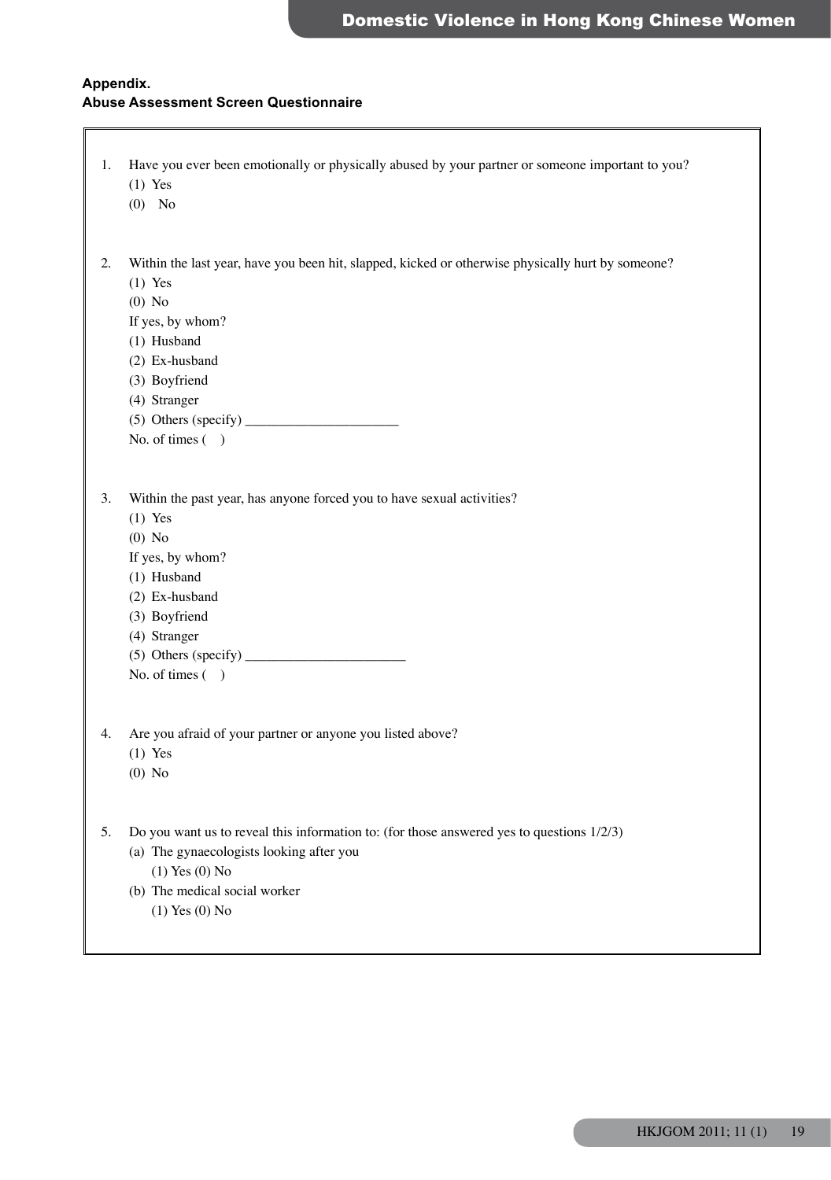**Appendix.**
**Abuse Assessment Screen Questionnaire**

1. Have you ever been emotionally or physically abused by your partner or someone important to you?
   (1) Yes
   (0) No

2. Within the last year, have you been hit, slapped, kicked or otherwise physically hurt by someone?
   (1) Yes
   (0) No
   If yes, by whom?
   (1) Husband
   (2) Ex-husband
   (3) Boyfriend
   (4) Stranger
   (5) Others (specify) ______________________
   No. of times (   )

3. Within the past year, has anyone forced you to have sexual activities?
   (1) Yes
   (0) No
   If yes, by whom?
   (1) Husband
   (2) Ex-husband
   (3) Boyfriend
   (4) Stranger
   (5) Others (specify) ________________________
   No. of times (   )

4. Are you afraid of your partner or anyone you listed above?
   (1) Yes
   (0) No

5. Do you want us to reveal this information to: (for those answered yes to questions 1/2/3)
   (a) The gynaecologists looking after you
       (1) Yes (0) No
   (b) The medical social worker
       (1) Yes (0) No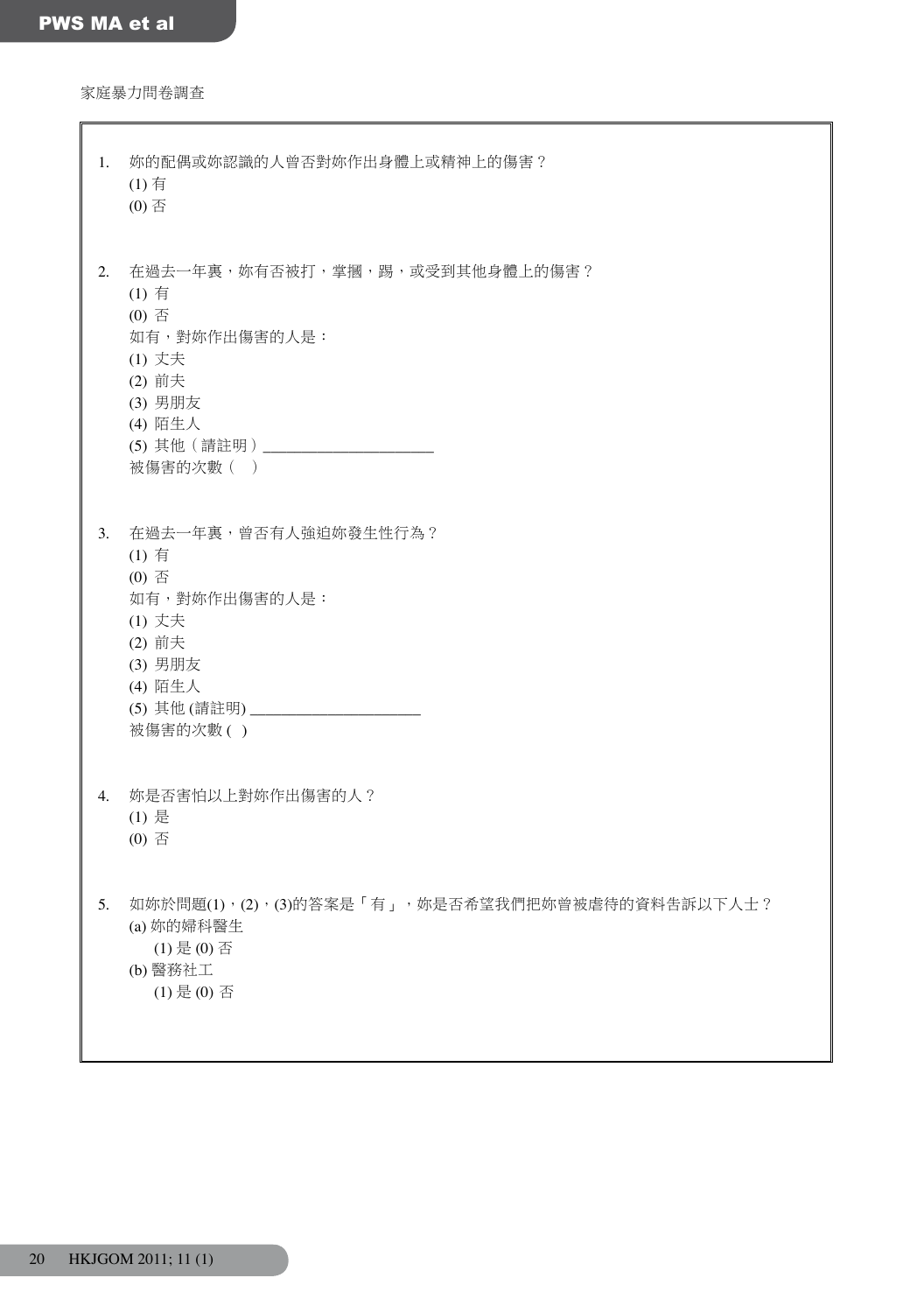家庭暴力問卷調查

1. 妳的配偶或妳認識的人曾否對妳作出身體上或精神上的傷害？
   (1) 有
   (0) 否

2. 在過去一年裏，妳有否被打，掌摑，踢，或受到其他身體上的傷害？
   (1) 有
   (0) 否
   如有，對妳作出傷害的人是：
   (1) 丈夫
   (2) 前夫
   (3) 男朋友
   (4) 陌生人
   (5) 其他（請註明）______________________
   被傷害的次數（　）

3. 在過去一年裏，曾否有人強迫妳發生性行為？
   (1) 有
   (0) 否
   如有，對妳作出傷害的人是：
   (1) 丈夫
   (2) 前夫
   (3) 男朋友
   (4) 陌生人
   (5) 其他 (請註明) ______________________
   被傷害的次數 ( )

4. 妳是否害怕以上對妳作出傷害的人？
   (1) 是
   (0) 否

5. 如妳於問題(1)，(2)，(3)的答案是「有」，妳是否希望我們把妳曾被虐待的資料告訴以下人士？
   (a) 妳的婦科醫生
      (1) 是 (0) 否
   (b) 醫務社工
      (1) 是 (0) 否